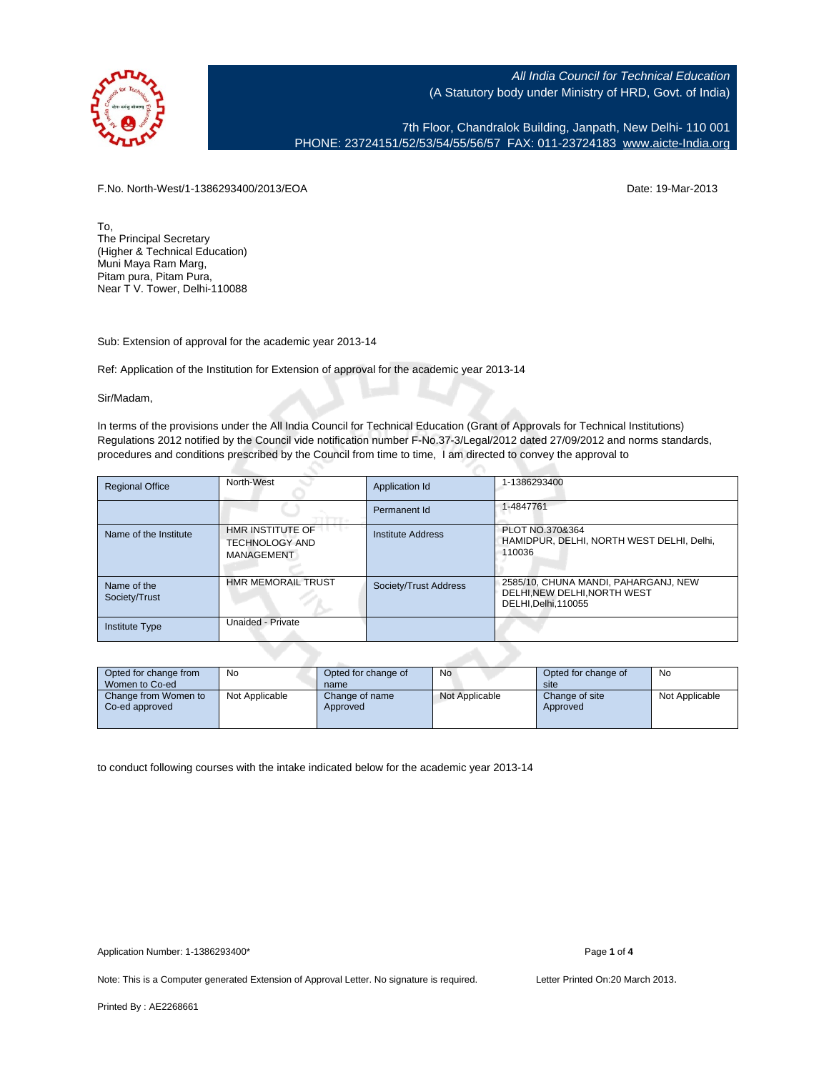All India Council for Technical Education
(A Statutory body under Ministry of HRD, Govt. of India)

7th Floor, Chandralok Building, Janpath, New Delhi- 110 001
PHONE: 23724151/52/53/54/55/56/57 FAX: 011-23724183 www.aicte-India.org

F.No. North-West/1-1386293400/2013/EOA

Date: 19-Mar-2013

To,
The Principal Secretary
(Higher & Technical Education)
Muni Maya Ram Marg,
Pitam pura, Pitam Pura,
Near T V. Tower, Delhi-110088

Sub: Extension of approval for the academic year 2013-14

Ref: Application of the Institution for Extension of approval for the academic year 2013-14

Sir/Madam,

In terms of the provisions under the All India Council for Technical Education (Grant of Approvals for Technical Institutions) Regulations 2012 notified by the Council vide notification number F-No.37-3/Legal/2012 dated 27/09/2012 and norms standards, procedures and conditions prescribed by the Council from time to time, I am directed to convey the approval to

| Regional Office | North-West | Application Id | 1-1386293400 |
|---|---|---|---|
| | | Permanent Id | 1-4847761 |
| Name of the Institute | HMR INSTITUTE OF TECHNOLOGY AND MANAGEMENT | Institute Address | PLOT NO.370&364 HAMIDPUR, DELHI, NORTH WEST DELHI, Delhi, 110036 |
| Name of the Society/Trust | HMR MEMORAIL TRUST | Society/Trust Address | 2585/10, CHUNA MANDI, PAHARGANJ, NEW DELHI,NEW DELHI,NORTH WEST DELHI,Delhi,110055 |
| Institute Type | Unaided - Private | | |

| Opted for change from Women to Co-ed | No | Opted for change of name | No | Opted for change of site | No |
|---|---|---|---|---|---|
| Change from Women to Co-ed approved | Not Applicable | Change of name Approved | Not Applicable | Change of site Approved | Not Applicable |

to conduct following courses with the intake indicated below for the academic year 2013-14

Application Number: 1-1386293400*

Note: This is a Computer generated Extension of Approval Letter. No signature is required.

Letter Printed On:20 March 2013.

Printed By : AE2268661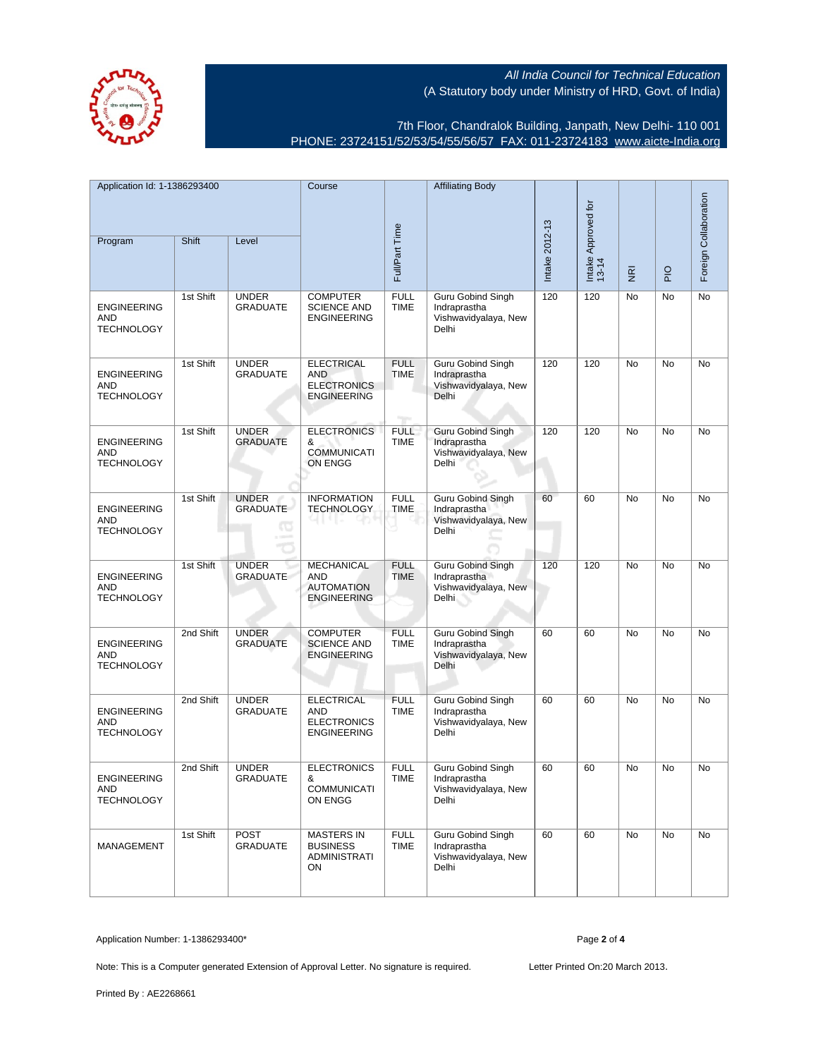All India Council for Technical Education
(A Statutory body under Ministry of HRD, Govt. of India)

7th Floor, Chandralok Building, Janpath, New Delhi- 110 001
PHONE: 23724151/52/53/54/55/56/57 FAX: 011-23724183 www.aicte-India.org

| Application Id: 1-1386293400 | | | Course | Full/Part Time | Affiliating Body | Intake 2012-13 | Intake Approved for 13-14 | NRI | PIO | Foreign Collaboration |
|---|---|---|---|---|---|---|---|---|---|---|
| Program | Shift | Level | | | | | | | | |
| ENGINEERING AND TECHNOLOGY | 1st Shift | UNDER GRADUATE | COMPUTER SCIENCE AND ENGINEERING | FULL TIME | Guru Gobind Singh Indraprastha Vishwavidyalaya, New Delhi | 120 | 120 | No | No | No |
| ENGINEERING AND TECHNOLOGY | 1st Shift | UNDER GRADUATE | ELECTRICAL AND ELECTRONICS ENGINEERING | FULL TIME | Guru Gobind Singh Indraprastha Vishwavidyalaya, New Delhi | 120 | 120 | No | No | No |
| ENGINEERING AND TECHNOLOGY | 1st Shift | UNDER GRADUATE | ELECTRONICS & COMMUNICATION ENGG | FULL TIME | Guru Gobind Singh Indraprastha Vishwavidyalaya, New Delhi | 120 | 120 | No | No | No |
| ENGINEERING AND TECHNOLOGY | 1st Shift | UNDER GRADUATE | INFORMATION TECHNOLOGY | FULL TIME | Guru Gobind Singh Indraprastha Vishwavidyalaya, New Delhi | 60 | 60 | No | No | No |
| ENGINEERING AND TECHNOLOGY | 1st Shift | UNDER GRADUATE | MECHANICAL AND AUTOMATION ENGINEERING | FULL TIME | Guru Gobind Singh Indraprastha Vishwavidyalaya, New Delhi | 120 | 120 | No | No | No |
| ENGINEERING AND TECHNOLOGY | 2nd Shift | UNDER GRADUATE | COMPUTER SCIENCE AND ENGINEERING | FULL TIME | Guru Gobind Singh Indraprastha Vishwavidyalaya, New Delhi | 60 | 60 | No | No | No |
| ENGINEERING AND TECHNOLOGY | 2nd Shift | UNDER GRADUATE | ELECTRICAL AND ELECTRONICS ENGINEERING | FULL TIME | Guru Gobind Singh Indraprastha Vishwavidyalaya, New Delhi | 60 | 60 | No | No | No |
| ENGINEERING AND TECHNOLOGY | 2nd Shift | UNDER GRADUATE | ELECTRONICS & COMMUNICATION ENGG | FULL TIME | Guru Gobind Singh Indraprastha Vishwavidyalaya, New Delhi | 60 | 60 | No | No | No |
| MANAGEMENT | 1st Shift | POST GRADUATE | MASTERS IN BUSINESS ADMINISTRATION | FULL TIME | Guru Gobind Singh Indraprastha Vishwavidyalaya, New Delhi | 60 | 60 | No | No | No |

Application Number: 1-1386293400*

Note: This is a Computer generated Extension of Approval Letter. No signature is required.

Letter Printed On:20 March 2013.

Printed By : AE2268661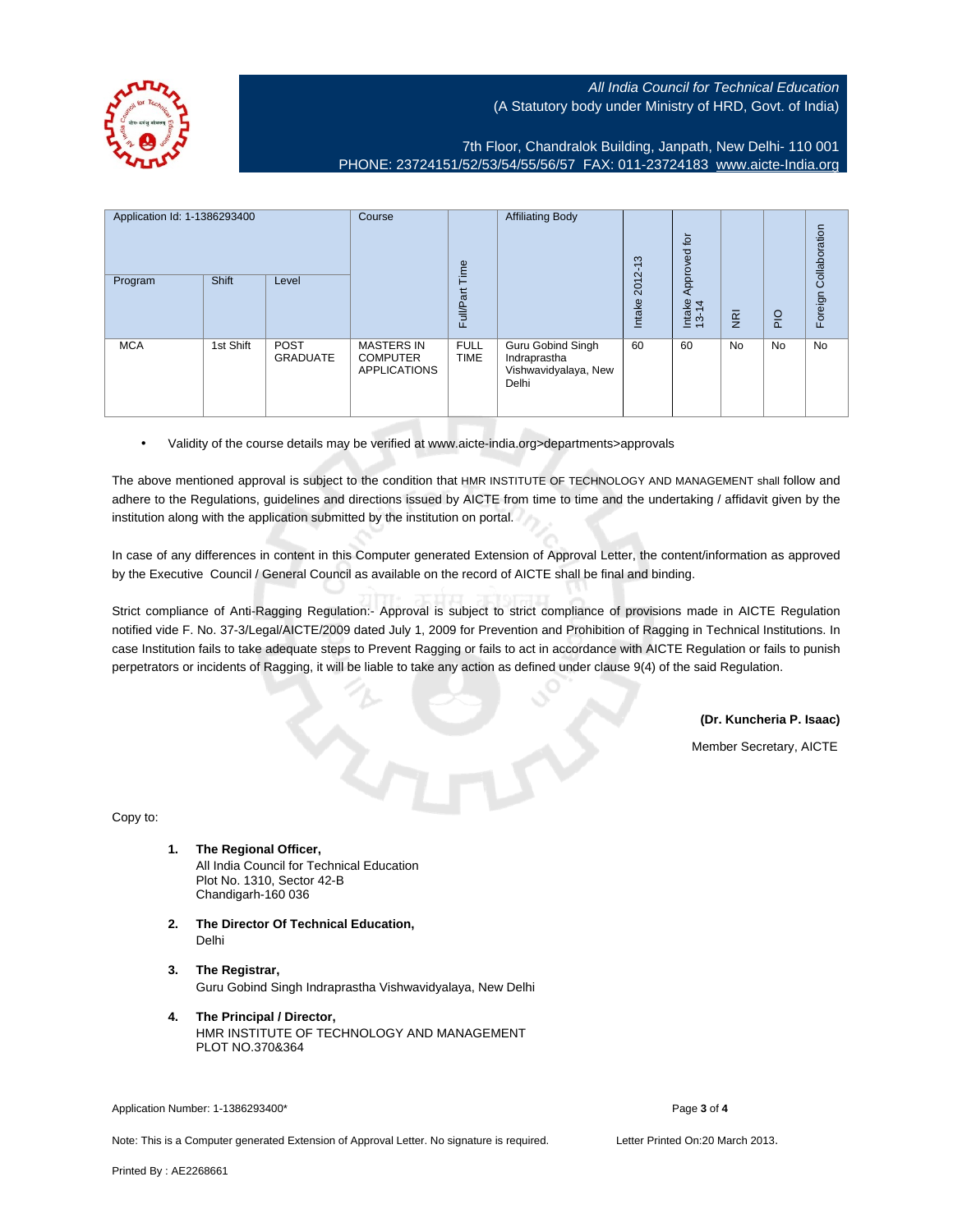*All India Council for Technical Education*
(A Statutory body under Ministry of HRD, Govt. of India)

7th Floor, Chandralok Building, Janpath, New Delhi- 110 001
PHONE: 23724151/52/53/54/55/56/57 FAX: 011-23724183 www.aicte-India.org

| Application Id: 1-1386293400 | | | Course | Full/Part Time | Affiliating Body | Intake 2012-13 | Intake Approved for 13-14 | NRI | PIO | Foreign Collaboration |
|---|---|---|---|---|---|---|---|---|---|---|
| Program | Shift | Level | | | | | | | | |
| MCA | 1st Shift | POST GRADUATE | MASTERS IN COMPUTER APPLICATIONS | FULL TIME | Guru Gobind Singh Indraprastha Vishwavidyalaya, New Delhi | 60 | 60 | No | No | No |

- Validity of the course details may be verified at www.aicte-india.org>departments>approvals

The above mentioned approval is subject to the condition that HMR INSTITUTE OF TECHNOLOGY AND MANAGEMENT shall follow and adhere to the Regulations, guidelines and directions issued by AICTE from time to time and the undertaking / affidavit given by the institution along with the application submitted by the institution on portal.

In case of any differences in content in this Computer generated Extension of Approval Letter, the content/information as approved by the Executive Council / General Council as available on the record of AICTE shall be final and binding.

Strict compliance of Anti-Ragging Regulation:- Approval is subject to strict compliance of provisions made in AICTE Regulation notified vide F. No. 37-3/Legal/AICTE/2009 dated July 1, 2009 for Prevention and Prohibition of Ragging in Technical Institutions. In case Institution fails to take adequate steps to Prevent Ragging or fails to act in accordance with AICTE Regulation or fails to punish perpetrators or incidents of Ragging, it will be liable to take any action as defined under clause 9(4) of the said Regulation.

**(Dr. Kuncheria P. Isaac)**
Member Secretary, AICTE

Copy to:

1. **The Regional Officer,**
   All India Council for Technical Education
   Plot No. 1310, Sector 42-B
   Chandigarh-160 036

2. **The Director Of Technical Education,**
   Delhi

3. **The Registrar,**
   Guru Gobind Singh Indraprastha Vishwavidyalaya, New Delhi

4. **The Principal / Director,**
   HMR INSTITUTE OF TECHNOLOGY AND MANAGEMENT
   PLOT NO.370&364

Application Number: 1-1386293400*

Note: This is a Computer generated Extension of Approval Letter. No signature is required. Letter Printed On:20 March 2013.

Printed By : AE2268661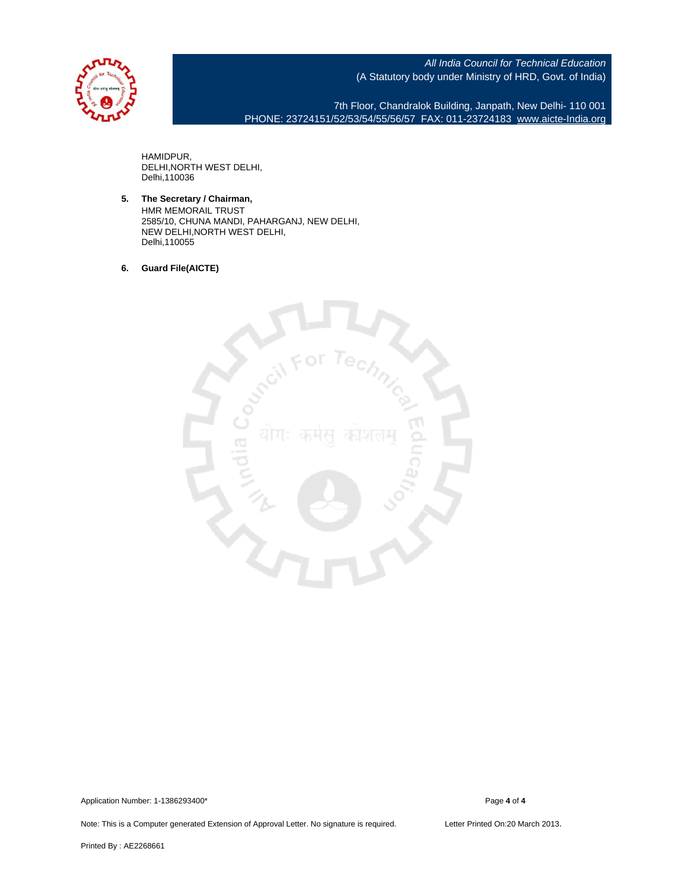HAMIDPUR,
DELHI,NORTH WEST DELHI,
Delhi,110036

5. **The Secretary / Chairman,**
   HMR MEMORAIL TRUST
   2585/10, CHUNA MANDI, PAHARGANJ, NEW DELHI,
   NEW DELHI,NORTH WEST DELHI,
   Delhi,110055

6. **Guard File(AICTE)**

Application Number: 1-1386293400*

Note: This is a Computer generated Extension of Approval Letter. No signature is required.

Letter Printed On:20 March 2013.

Printed By : AE2268661